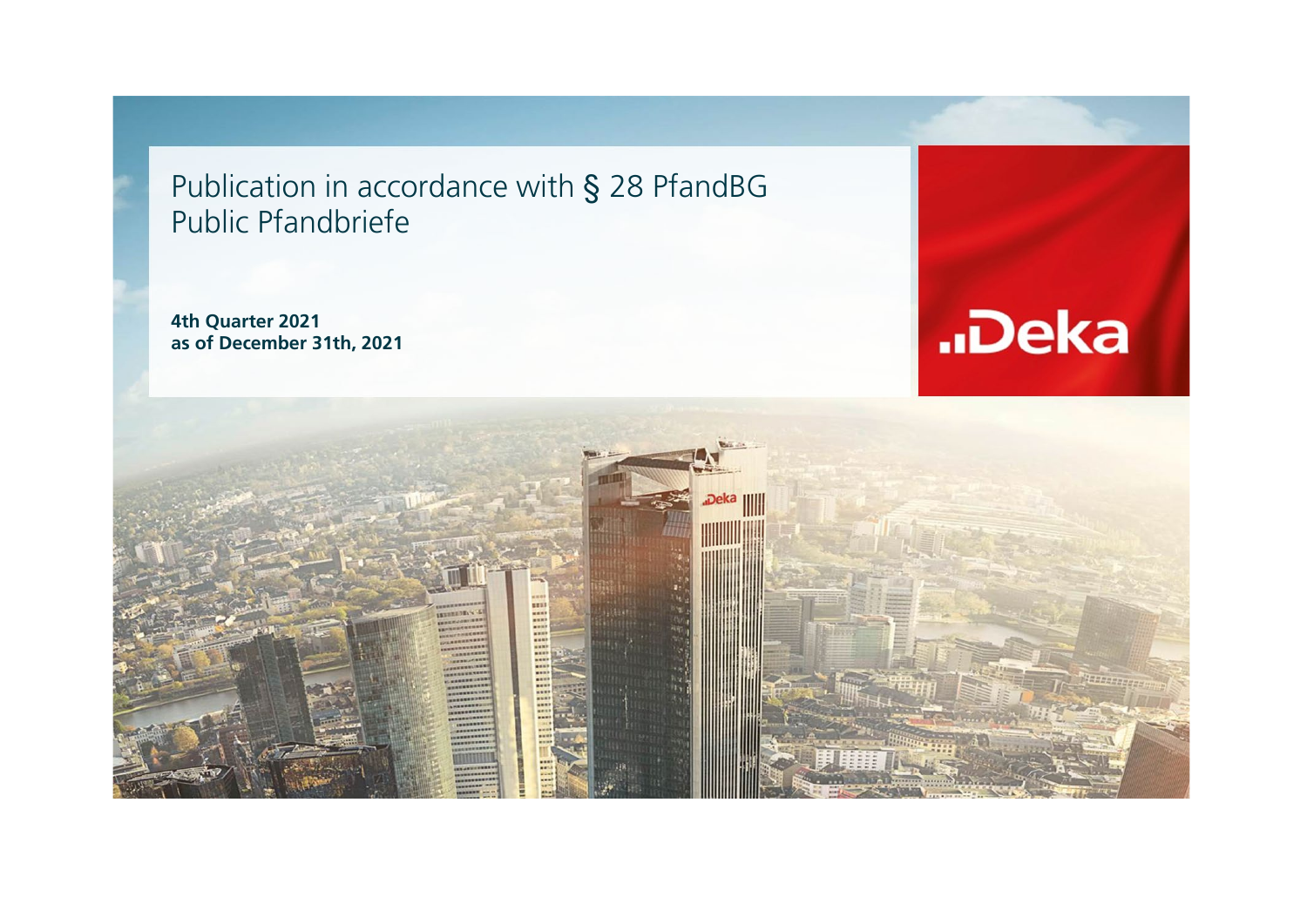# Publication in accordance with § 28 PfandBG
# Public Pfandbriefe

**4th Quarter 2021**
**as of December 31th, 2021**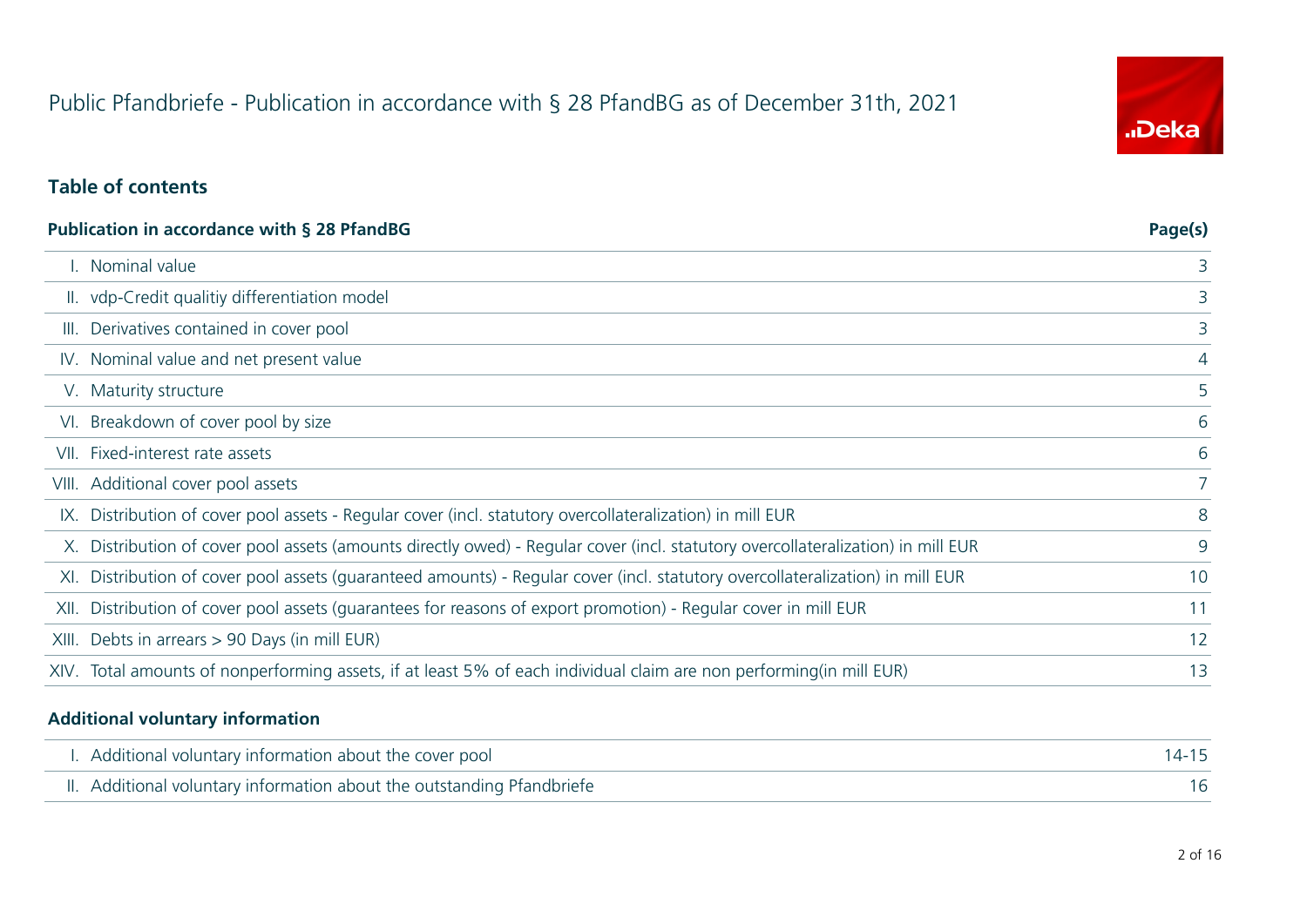# Public Pfandbriefe - Publication in accordance with § 28 PfandBG as of December 31th, 2021

## Table of contents

| Publication in accordance with § 28 PfandBG | Page(s) |
|---|---|
| I. Nominal value | 3 |
| II. vdp-Credit qualitiy differentiation model | 3 |
| III. Derivatives contained in cover pool | 3 |
| IV. Nominal value and net present value | 4 |
| V. Maturity structure | 5 |
| VI. Breakdown of cover pool by size | 6 |
| VII. Fixed-interest rate assets | 6 |
| VIII. Additional cover pool assets | 7 |
| IX. Distribution of cover pool assets - Regular cover (incl. statutory overcollateralization) in mill EUR | 8 |
| X. Distribution of cover pool assets (amounts directly owed) - Regular cover (incl. statutory overcollateralization) in mill EUR | 9 |
| XI. Distribution of cover pool assets (guaranteed amounts) - Regular cover (incl. statutory overcollateralization) in mill EUR | 10 |
| XII. Distribution of cover pool assets (guarantees for reasons of export promotion) - Regular cover in mill EUR | 11 |
| XIII. Debts in arrears > 90 Days (in mill EUR) | 12 |
| XIV. Total amounts of nonperforming assets, if at least 5% of each individual claim are non performing(in mill EUR) | 13 |

| Additional voluntary information | |
|---|---|
| I. Additional voluntary information about the cover pool | 14-15 |
| II. Additional voluntary information about the outstanding Pfandbriefe | 16 |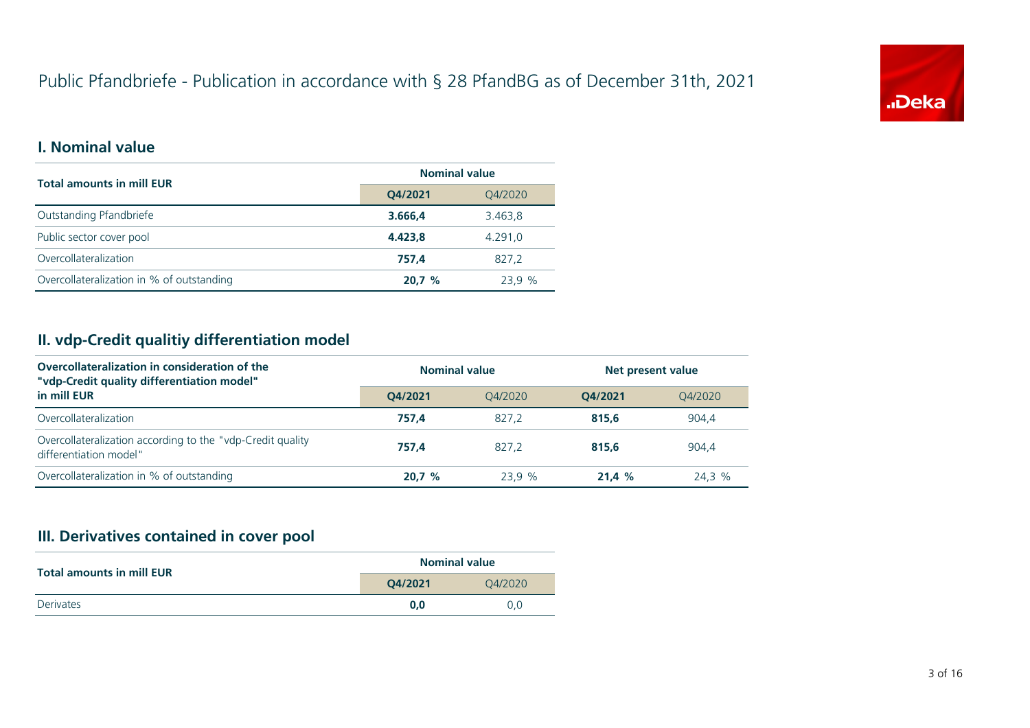# Public Pfandbriefe - Publication in accordance with § 28 PfandBG as of December 31th, 2021

## I. Nominal value

| Total amounts in mill EUR | Nominal value | |
|---|---|---|
| | **Q4/2021** | Q4/2020 |
| Outstanding Pfandbriefe | **3.666,4** | 3.463,8 |
| Public sector cover pool | **4.423,8** | 4.291,0 |
| Overcollateralization | **757,4** | 827,2 |
| Overcollateralization in % of outstanding | **20,7 %** | 23,9 % |

## II. vdp-Credit qualitiy differentiation model

| Overcollateralization in consideration of the "vdp-Credit quality differentiation model" in mill EUR | Nominal value | | Net present value | |
|---|---|---|---|---|
| | **Q4/2021** | Q4/2020 | **Q4/2021** | Q4/2020 |
| Overcollateralization | **757,4** | 827,2 | **815,6** | 904,4 |
| Overcollateralization according to the "vdp-Credit quality differentiation model" | **757,4** | 827,2 | **815,6** | 904,4 |
| Overcollateralization in % of outstanding | **20,7 %** | 23,9 % | **21,4 %** | 24,3 % |

## III. Derivatives contained in cover pool

| Total amounts in mill EUR | Nominal value | |
|---|---|---|
| | **Q4/2021** | Q4/2020 |
| Derivates | **0,0** | 0,0 |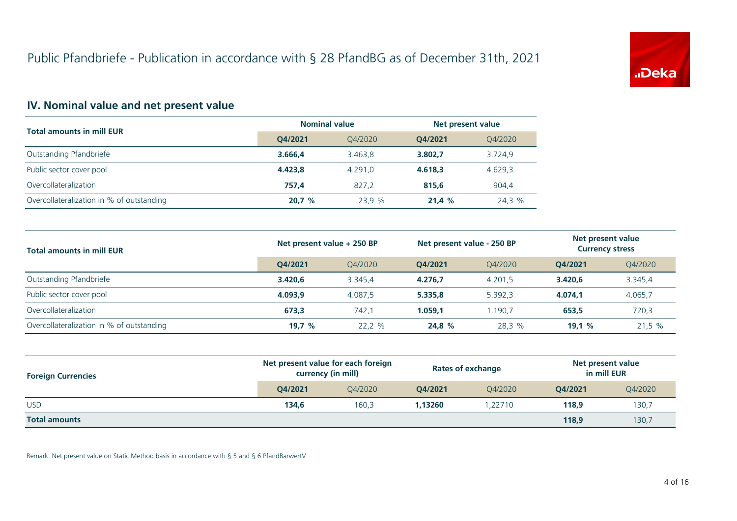# Public Pfandbriefe - Publication in accordance with § 28 PfandBG as of December 31th, 2021

## IV. Nominal value and net present value

| Total amounts in mill EUR | Nominal value | | Net present value | |
|---|---|---|---|---|
| | **Q4/2021** | Q4/2020 | **Q4/2021** | Q4/2020 |
| Outstanding Pfandbriefe | **3.666,4** | 3.463,8 | **3.802,7** | 3.724,9 |
| Public sector cover pool | **4.423,8** | 4.291,0 | **4.618,3** | 4.629,3 |
| Overcollateralization | **757,4** | 827,2 | **815,6** | 904,4 |
| Overcollateralization in % of outstanding | **20,7 %** | 23,9 % | **21,4 %** | 24,3 % |

| Total amounts in mill EUR | Net present value + 250 BP | | Net present value - 250 BP | | Net present value Currency stress | |
|---|---|---|---|---|---|---|
| | **Q4/2021** | Q4/2020 | **Q4/2021** | Q4/2020 | **Q4/2021** | Q4/2020 |
| Outstanding Pfandbriefe | **3.420,6** | 3.345,4 | **4.276,7** | 4.201,5 | **3.420,6** | 3.345,4 |
| Public sector cover pool | **4.093,9** | 4.087,5 | **5.335,8** | 5.392,3 | **4.074,1** | 4.065,7 |
| Overcollateralization | **673,3** | 742,1 | **1.059,1** | 1.190,7 | **653,5** | 720,3 |
| Overcollateralization in % of outstanding | **19,7 %** | 22,2 % | **24,8 %** | 28,3 % | **19,1 %** | 21,5 % |

| Foreign Currencies | Net present value for each foreign currency (in mill) | | Rates of exchange | | Net present value in mill EUR | |
|---|---|---|---|---|---|---|
| | **Q4/2021** | Q4/2020 | **Q4/2021** | Q4/2020 | **Q4/2021** | Q4/2020 |
| USD | **134,6** | 160,3 | **1,13260** | 1,22710 | **118,9** | 130,7 |
| **Total amounts** | | | | | **118,9** | 130,7 |

Remark: Net present value on Static Method basis in accordance with § 5 and § 6 PfandBarwertV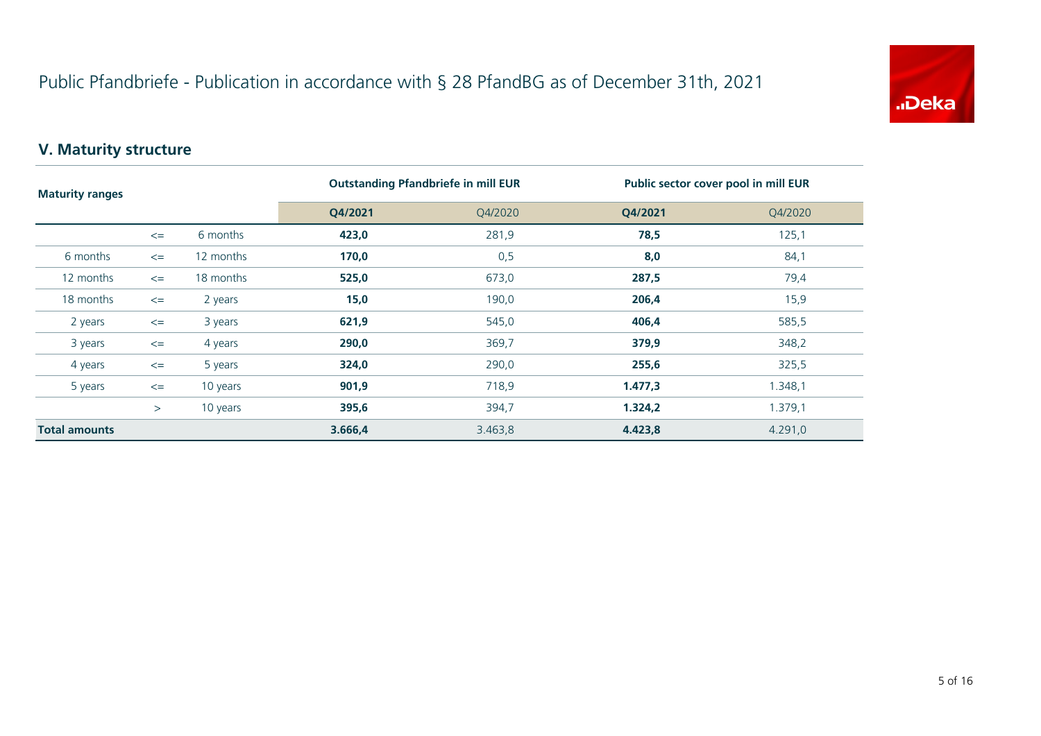# Public Pfandbriefe - Publication in accordance with § 28 PfandBG as of December 31th, 2021

## V. Maturity structure

| Maturity ranges | | | Outstanding Pfandbriefe in mill EUR | | Public sector cover pool in mill EUR | |
|---|---|---|---|---|---|---|
| | | | **Q4/2021** | Q4/2020 | **Q4/2021** | Q4/2020 |
| | <= | 6 months | **423,0** | 281,9 | **78,5** | 125,1 |
| 6 months | <= | 12 months | **170,0** | 0,5 | **8,0** | 84,1 |
| 12 months | <= | 18 months | **525,0** | 673,0 | **287,5** | 79,4 |
| 18 months | <= | 2 years | **15,0** | 190,0 | **206,4** | 15,9 |
| 2 years | <= | 3 years | **621,9** | 545,0 | **406,4** | 585,5 |
| 3 years | <= | 4 years | **290,0** | 369,7 | **379,9** | 348,2 |
| 4 years | <= | 5 years | **324,0** | 290,0 | **255,6** | 325,5 |
| 5 years | <= | 10 years | **901,9** | 718,9 | **1.477,3** | 1.348,1 |
| | > | 10 years | **395,6** | 394,7 | **1.324,2** | 1.379,1 |
| **Total amounts** | | | **3.666,4** | 3.463,8 | **4.423,8** | 4.291,0 |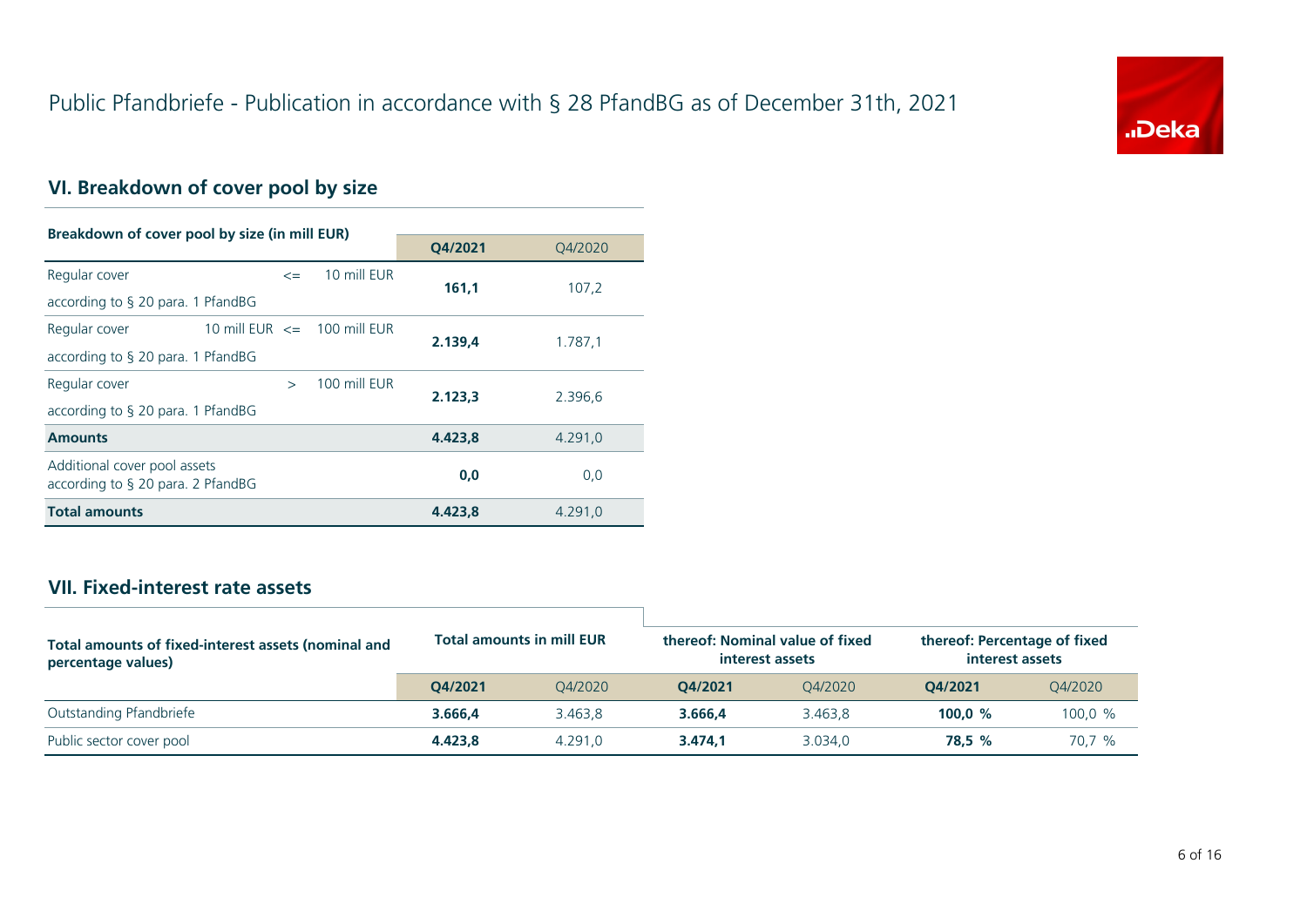# Public Pfandbriefe - Publication in accordance with § 28 PfandBG as of December 31th, 2021

## VI. Breakdown of cover pool by size

| Breakdown of cover pool by size (in mill EUR) | | | Q4/2021 | Q4/2020 |
|---|---|---|---|---|
| Regular cover according to § 20 para. 1 PfandBG | <= | 10 mill EUR | **161,1** | 107,2 |
| Regular cover according to § 20 para. 1 PfandBG | 10 mill EUR <= | 100 mill EUR | **2.139,4** | 1.787,1 |
| Regular cover according to § 20 para. 1 PfandBG | > | 100 mill EUR | **2.123,3** | 2.396,6 |
| **Amounts** | | | **4.423,8** | 4.291,0 |
| Additional cover pool assets according to § 20 para. 2 PfandBG | | | **0,0** | 0,0 |
| **Total amounts** | | | **4.423,8** | 4.291,0 |

## VII. Fixed-interest rate assets

| Total amounts of fixed-interest assets (nominal and percentage values) | Total amounts in mill EUR | | thereof: Nominal value of fixed interest assets | | thereof: Percentage of fixed interest assets | |
|---|---|---|---|---|---|---|
| | Q4/2021 | Q4/2020 | Q4/2021 | Q4/2020 | Q4/2021 | Q4/2020 |
| Outstanding Pfandbriefe | **3.666,4** | 3.463,8 | **3.666,4** | 3.463,8 | **100,0 %** | 100,0 % |
| Public sector cover pool | **4.423,8** | 4.291,0 | **3.474,1** | 3.034,0 | **78,5 %** | 70,7 % |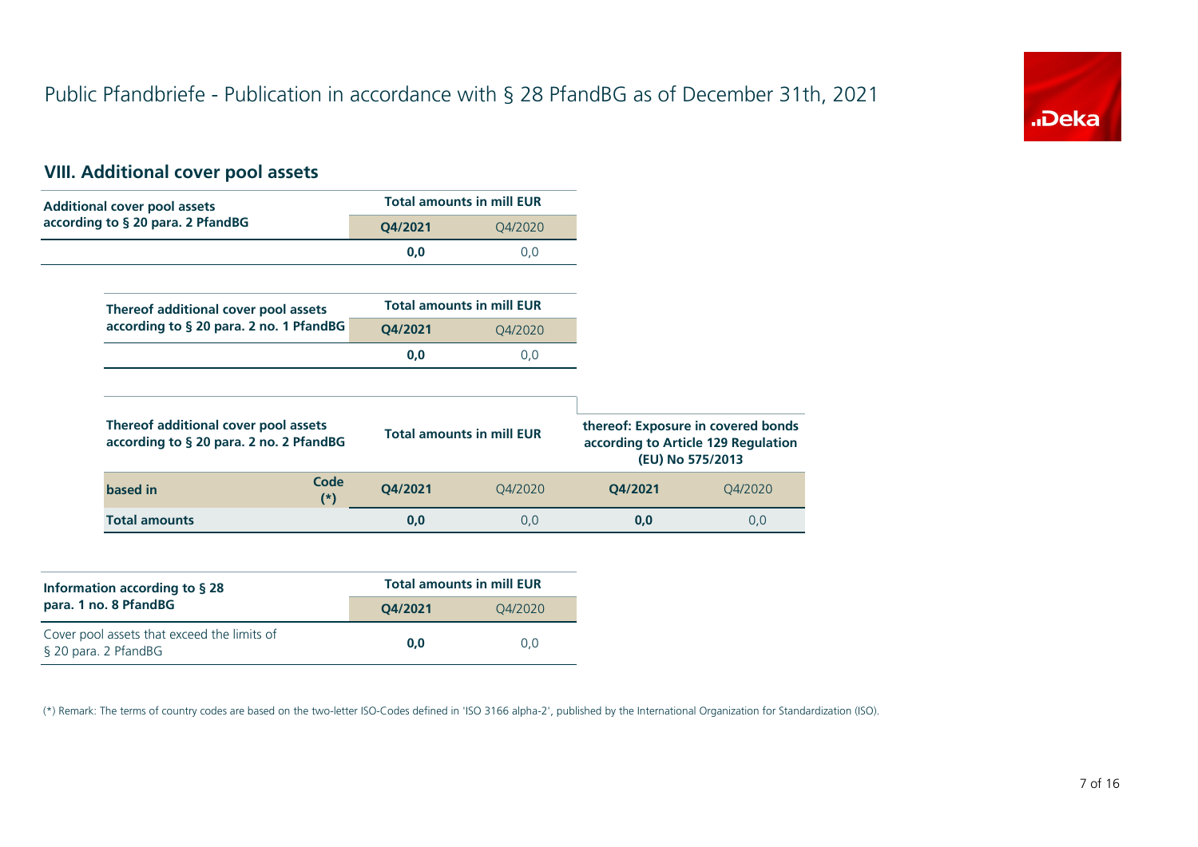# Public Pfandbriefe - Publication in accordance with § 28 PfandBG as of December 31th, 2021

## VIII. Additional cover pool assets

| Additional cover pool assets according to § 20 para. 2 PfandBG | Total amounts in mill EUR | |
|---|---|---|
| | **Q4/2021** | Q4/2020 |
| | **0,0** | 0,0 |

| Thereof additional cover pool assets according to § 20 para. 2 no. 1 PfandBG | Total amounts in mill EUR | |
|---|---|---|
| | **Q4/2021** | Q4/2020 |
| | **0,0** | 0,0 |

| Thereof additional cover pool assets according to § 20 para. 2 no. 2 PfandBG | | Total amounts in mill EUR | | thereof: Exposure in covered bonds according to Article 129 Regulation (EU) No 575/2013 | |
|---|---|---|---|---|---|
| **based in** | **Code (*)** | **Q4/2021** | Q4/2020 | **Q4/2021** | Q4/2020 |
| **Total amounts** | | **0,0** | 0,0 | **0,0** | 0,0 |

| Information according to § 28 para. 1 no. 8 PfandBG | Total amounts in mill EUR | |
|---|---|---|
| | **Q4/2021** | Q4/2020 |
| Cover pool assets that exceed the limits of § 20 para. 2 PfandBG | **0,0** | 0,0 |

(*) Remark: The terms of country codes are based on the two-letter ISO-Codes defined in 'ISO 3166 alpha-2', published by the International Organization for Standardization (ISO).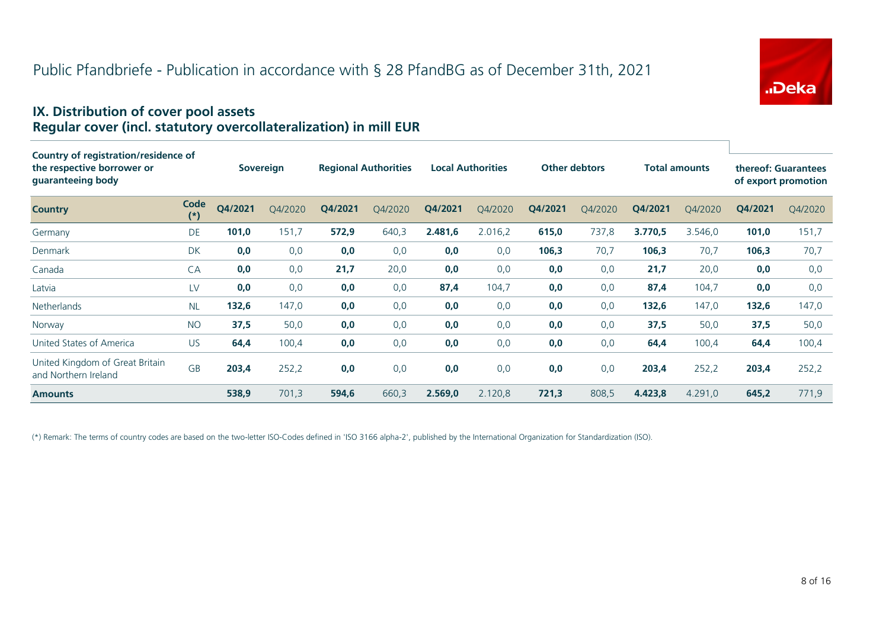# Public Pfandbriefe - Publication in accordance with § 28 PfandBG as of December 31th, 2021

## IX. Distribution of cover pool assets
## Regular cover (incl. statutory overcollateralization) in mill EUR

| Country of registration/residence of the respective borrower or guaranteeing body | | Sovereign | | Regional Authorities | | Local Authorities | | Other debtors | | Total amounts | | thereof: Guarantees of export promotion | |
|---|---|---|---|---|---|---|---|---|---|---|---|---|---|
| **Country** | **Code (*)** | **Q4/2021** | Q4/2020 | **Q4/2021** | Q4/2020 | **Q4/2021** | Q4/2020 | **Q4/2021** | Q4/2020 | **Q4/2021** | Q4/2020 | **Q4/2021** | Q4/2020 |
| Germany | DE | **101,0** | 151,7 | **572,9** | 640,3 | **2.481,6** | 2.016,2 | **615,0** | 737,8 | **3.770,5** | 3.546,0 | **101,0** | 151,7 |
| Denmark | DK | **0,0** | 0,0 | **0,0** | 0,0 | **0,0** | 0,0 | **106,3** | 70,7 | **106,3** | 70,7 | **106,3** | 70,7 |
| Canada | CA | **0,0** | 0,0 | **21,7** | 20,0 | **0,0** | 0,0 | **0,0** | 0,0 | **21,7** | 20,0 | **0,0** | 0,0 |
| Latvia | LV | **0,0** | 0,0 | **0,0** | 0,0 | **87,4** | 104,7 | **0,0** | 0,0 | **87,4** | 104,7 | **0,0** | 0,0 |
| Netherlands | NL | **132,6** | 147,0 | **0,0** | 0,0 | **0,0** | 0,0 | **0,0** | 0,0 | **132,6** | 147,0 | **132,6** | 147,0 |
| Norway | NO | **37,5** | 50,0 | **0,0** | 0,0 | **0,0** | 0,0 | **0,0** | 0,0 | **37,5** | 50,0 | **37,5** | 50,0 |
| United States of America | US | **64,4** | 100,4 | **0,0** | 0,0 | **0,0** | 0,0 | **0,0** | 0,0 | **64,4** | 100,4 | **64,4** | 100,4 |
| United Kingdom of Great Britain and Northern Ireland | GB | **203,4** | 252,2 | **0,0** | 0,0 | **0,0** | 0,0 | **0,0** | 0,0 | **203,4** | 252,2 | **203,4** | 252,2 |
| **Amounts** | | **538,9** | 701,3 | **594,6** | 660,3 | **2.569,0** | 2.120,8 | **721,3** | 808,5 | **4.423,8** | 4.291,0 | **645,2** | 771,9 |

(*) Remark: The terms of country codes are based on the two-letter ISO-Codes defined in 'ISO 3166 alpha-2', published by the International Organization for Standardization (ISO).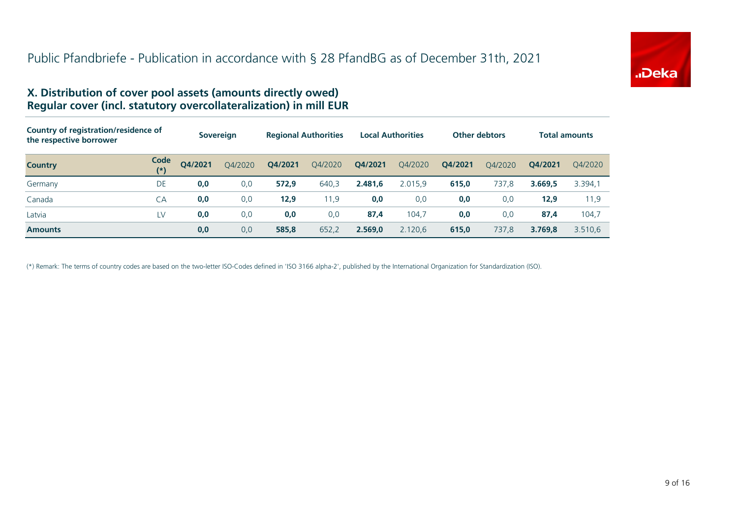# Public Pfandbriefe - Publication in accordance with § 28 PfandBG as of December 31th, 2021

## X. Distribution of cover pool assets (amounts directly owed)
## Regular cover (incl. statutory overcollateralization) in mill EUR

| Country of registration/residence of the respective borrower | | Sovereign | | Regional Authorities | | Local Authorities | | Other debtors | | Total amounts | |
|---|---|---|---|---|---|---|---|---|---|---|---|
| **Country** | **Code (*)** | **Q4/2021** | Q4/2020 | **Q4/2021** | Q4/2020 | **Q4/2021** | Q4/2020 | **Q4/2021** | Q4/2020 | **Q4/2021** | Q4/2020 |
| Germany | DE | **0,0** | 0,0 | **572,9** | 640,3 | **2.481,6** | 2.015,9 | **615,0** | 737,8 | **3.669,5** | 3.394,1 |
| Canada | CA | **0,0** | 0,0 | **12,9** | 11,9 | **0,0** | 0,0 | **0,0** | 0,0 | **12,9** | 11,9 |
| Latvia | LV | **0,0** | 0,0 | **0,0** | 0,0 | **87,4** | 104,7 | **0,0** | 0,0 | **87,4** | 104,7 |
| **Amounts** | | **0,0** | 0,0 | **585,8** | 652,2 | **2.569,0** | 2.120,6 | **615,0** | 737,8 | **3.769,8** | 3.510,6 |

(*) Remark: The terms of country codes are based on the two-letter ISO-Codes defined in 'ISO 3166 alpha-2', published by the International Organization for Standardization (ISO).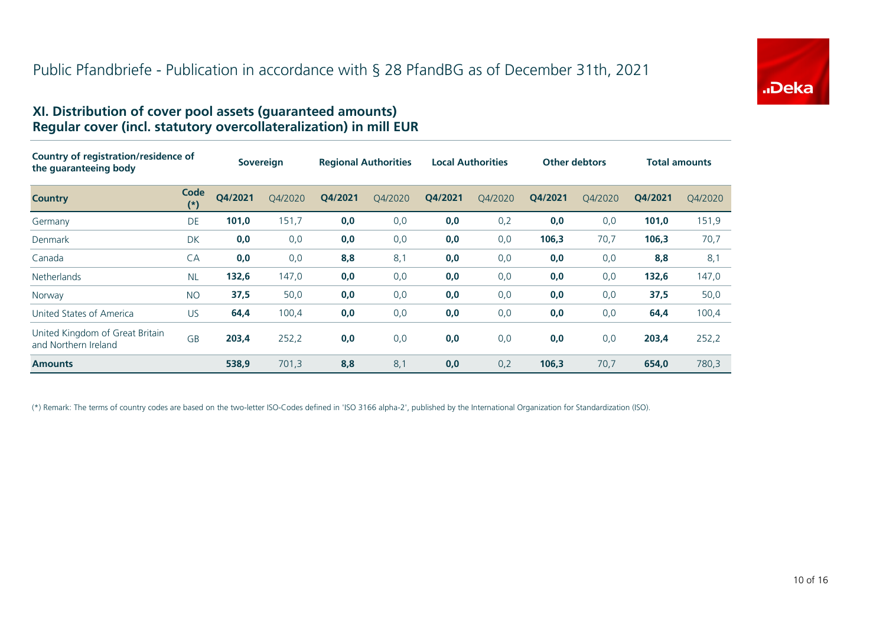# Public Pfandbriefe - Publication in accordance with § 28 PfandBG as of December 31th, 2021

## XI. Distribution of cover pool assets (guaranteed amounts)
## Regular cover (incl. statutory overcollateralization) in mill EUR

| Country of registration/residence of the guaranteeing body | | Sovereign | | Regional Authorities | | Local Authorities | | Other debtors | | Total amounts | |
|---|---|---|---|---|---|---|---|---|---|---|---|
| **Country** | **Code (*)** | **Q4/2021** | Q4/2020 | **Q4/2021** | Q4/2020 | **Q4/2021** | Q4/2020 | **Q4/2021** | Q4/2020 | **Q4/2021** | Q4/2020 |
| Germany | DE | **101,0** | 151,7 | **0,0** | 0,0 | **0,0** | 0,2 | **0,0** | 0,0 | **101,0** | 151,9 |
| Denmark | DK | **0,0** | 0,0 | **0,0** | 0,0 | **0,0** | 0,0 | **106,3** | 70,7 | **106,3** | 70,7 |
| Canada | CA | **0,0** | 0,0 | **8,8** | 8,1 | **0,0** | 0,0 | **0,0** | 0,0 | **8,8** | 8,1 |
| Netherlands | NL | **132,6** | 147,0 | **0,0** | 0,0 | **0,0** | 0,0 | **0,0** | 0,0 | **132,6** | 147,0 |
| Norway | NO | **37,5** | 50,0 | **0,0** | 0,0 | **0,0** | 0,0 | **0,0** | 0,0 | **37,5** | 50,0 |
| United States of America | US | **64,4** | 100,4 | **0,0** | 0,0 | **0,0** | 0,0 | **0,0** | 0,0 | **64,4** | 100,4 |
| United Kingdom of Great Britain and Northern Ireland | GB | **203,4** | 252,2 | **0,0** | 0,0 | **0,0** | 0,0 | **0,0** | 0,0 | **203,4** | 252,2 |
| **Amounts** | | **538,9** | 701,3 | **8,8** | 8,1 | **0,0** | 0,2 | **106,3** | 70,7 | **654,0** | 780,3 |

(*) Remark: The terms of country codes are based on the two-letter ISO-Codes defined in 'ISO 3166 alpha-2', published by the International Organization for Standardization (ISO).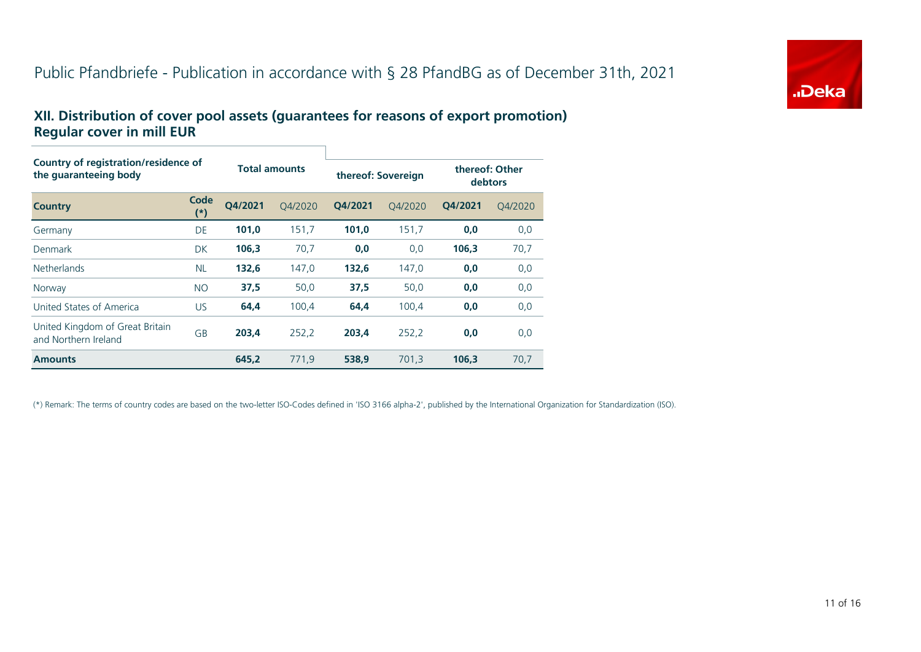# Public Pfandbriefe - Publication in accordance with § 28 PfandBG as of December 31th, 2021

## XII. Distribution of cover pool assets (guarantees for reasons of export promotion)
## Regular cover in mill EUR

| Country of registration/residence of the guaranteeing body | | Total amounts | | thereof: Sovereign | | thereof: Other debtors | |
|---|---|---|---|---|---|---|---|
| **Country** | **Code (*)** | **Q4/2021** | Q4/2020 | **Q4/2021** | Q4/2020 | **Q4/2021** | Q4/2020 |
| Germany | DE | **101,0** | 151,7 | **101,0** | 151,7 | **0,0** | 0,0 |
| Denmark | DK | **106,3** | 70,7 | **0,0** | 0,0 | **106,3** | 70,7 |
| Netherlands | NL | **132,6** | 147,0 | **132,6** | 147,0 | **0,0** | 0,0 |
| Norway | NO | **37,5** | 50,0 | **37,5** | 50,0 | **0,0** | 0,0 |
| United States of America | US | **64,4** | 100,4 | **64,4** | 100,4 | **0,0** | 0,0 |
| United Kingdom of Great Britain and Northern Ireland | GB | **203,4** | 252,2 | **203,4** | 252,2 | **0,0** | 0,0 |
| **Amounts** | | **645,2** | 771,9 | **538,9** | 701,3 | **106,3** | 70,7 |

(*) Remark: The terms of country codes are based on the two-letter ISO-Codes defined in 'ISO 3166 alpha-2', published by the International Organization for Standardization (ISO).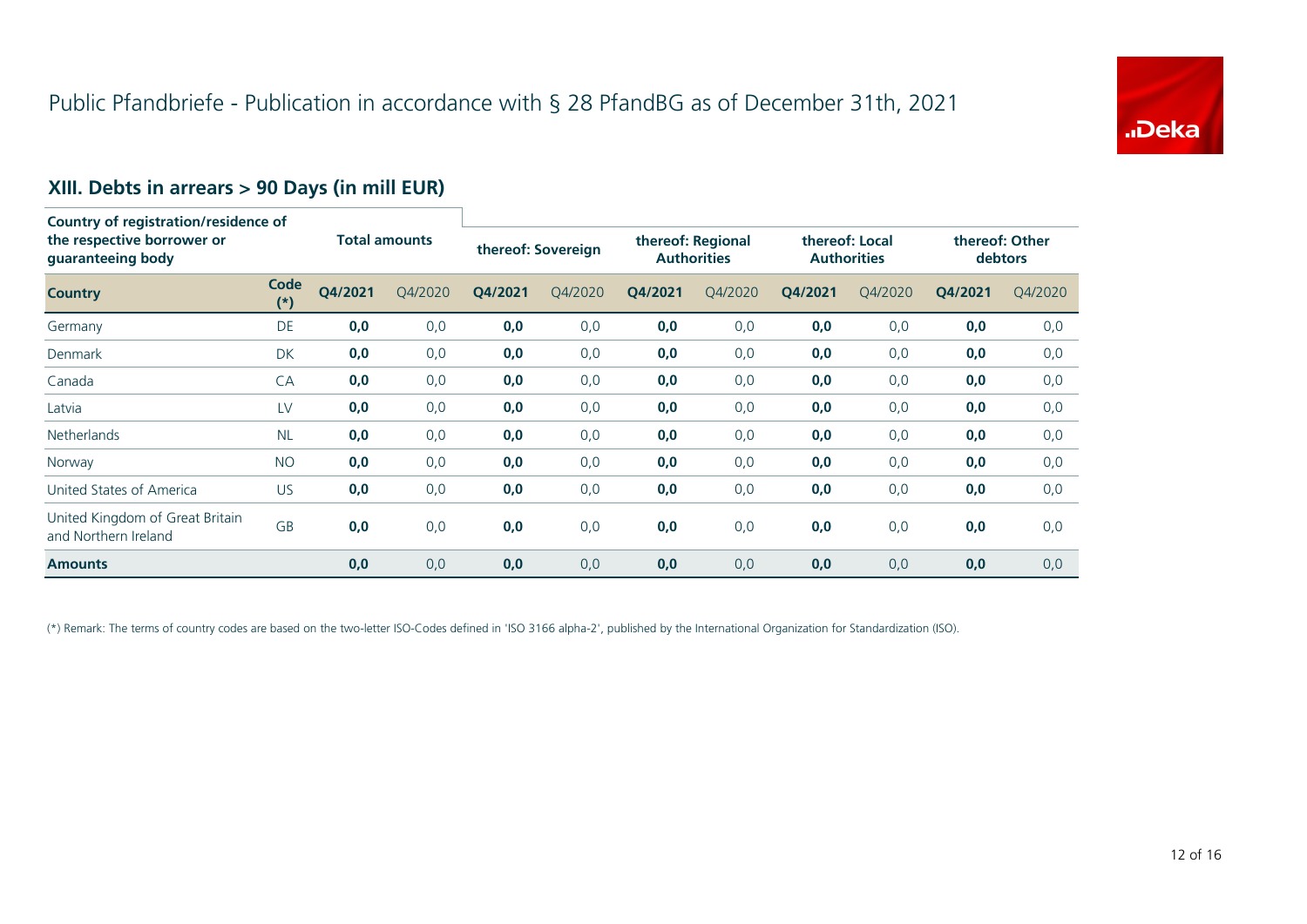# Public Pfandbriefe - Publication in accordance with § 28 PfandBG as of December 31th, 2021

## XIII. Debts in arrears > 90 Days (in mill EUR)

| Country of registration/residence of the respective borrower or guaranteeing body | | Total amounts | | thereof: Sovereign | | thereof: Regional Authorities | | thereof: Local Authorities | | thereof: Other debtors | |
|---|---|---|---|---|---|---|---|---|---|---|---|
| **Country** | **Code (*)** | **Q4/2021** | Q4/2020 | **Q4/2021** | Q4/2020 | **Q4/2021** | Q4/2020 | **Q4/2021** | Q4/2020 | **Q4/2021** | Q4/2020 |
| Germany | DE | **0,0** | 0,0 | **0,0** | 0,0 | **0,0** | 0,0 | **0,0** | 0,0 | **0,0** | 0,0 |
| Denmark | DK | **0,0** | 0,0 | **0,0** | 0,0 | **0,0** | 0,0 | **0,0** | 0,0 | **0,0** | 0,0 |
| Canada | CA | **0,0** | 0,0 | **0,0** | 0,0 | **0,0** | 0,0 | **0,0** | 0,0 | **0,0** | 0,0 |
| Latvia | LV | **0,0** | 0,0 | **0,0** | 0,0 | **0,0** | 0,0 | **0,0** | 0,0 | **0,0** | 0,0 |
| Netherlands | NL | **0,0** | 0,0 | **0,0** | 0,0 | **0,0** | 0,0 | **0,0** | 0,0 | **0,0** | 0,0 |
| Norway | NO | **0,0** | 0,0 | **0,0** | 0,0 | **0,0** | 0,0 | **0,0** | 0,0 | **0,0** | 0,0 |
| United States of America | US | **0,0** | 0,0 | **0,0** | 0,0 | **0,0** | 0,0 | **0,0** | 0,0 | **0,0** | 0,0 |
| United Kingdom of Great Britain and Northern Ireland | GB | **0,0** | 0,0 | **0,0** | 0,0 | **0,0** | 0,0 | **0,0** | 0,0 | **0,0** | 0,0 |
| **Amounts** | | **0,0** | 0,0 | **0,0** | 0,0 | **0,0** | 0,0 | **0,0** | 0,0 | **0,0** | 0,0 |

(*) Remark: The terms of country codes are based on the two-letter ISO-Codes defined in 'ISO 3166 alpha-2', published by the International Organization for Standardization (ISO).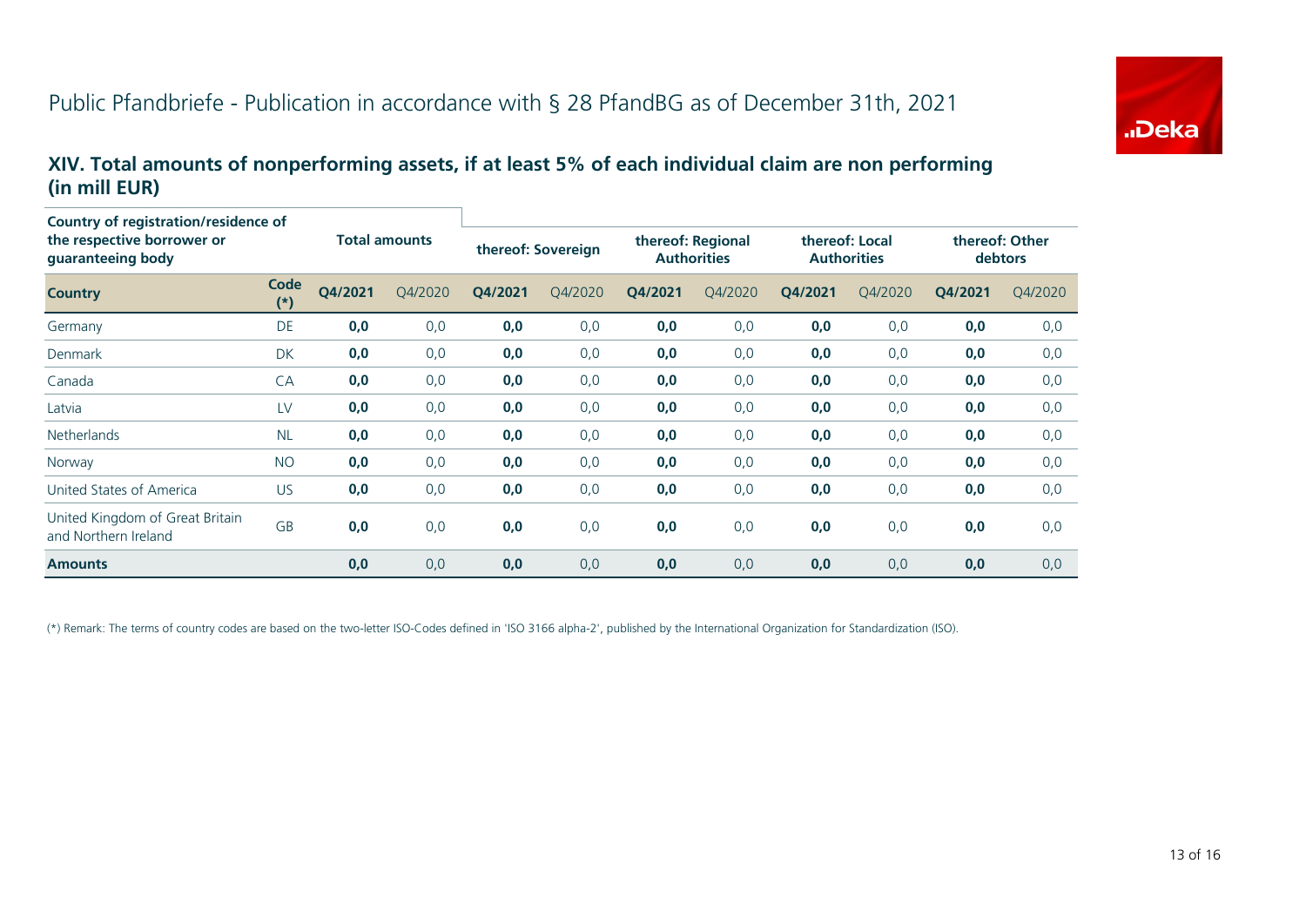# Public Pfandbriefe - Publication in accordance with § 28 PfandBG as of December 31th, 2021

## XIV. Total amounts of nonperforming assets, if at least 5% of each individual claim are non performing (in mill EUR)

| Country of registration/residence of the respective borrower or guaranteeing body | | Total amounts | | thereof: Sovereign | | thereof: Regional Authorities | | thereof: Local Authorities | | thereof: Other debtors | |
|---|---|---|---|---|---|---|---|---|---|---|---|
| **Country** | **Code (*)** | **Q4/2021** | Q4/2020 | **Q4/2021** | Q4/2020 | **Q4/2021** | Q4/2020 | **Q4/2021** | Q4/2020 | **Q4/2021** | Q4/2020 |
| Germany | DE | **0,0** | 0,0 | **0,0** | 0,0 | **0,0** | 0,0 | **0,0** | 0,0 | **0,0** | 0,0 |
| Denmark | DK | **0,0** | 0,0 | **0,0** | 0,0 | **0,0** | 0,0 | **0,0** | 0,0 | **0,0** | 0,0 |
| Canada | CA | **0,0** | 0,0 | **0,0** | 0,0 | **0,0** | 0,0 | **0,0** | 0,0 | **0,0** | 0,0 |
| Latvia | LV | **0,0** | 0,0 | **0,0** | 0,0 | **0,0** | 0,0 | **0,0** | 0,0 | **0,0** | 0,0 |
| Netherlands | NL | **0,0** | 0,0 | **0,0** | 0,0 | **0,0** | 0,0 | **0,0** | 0,0 | **0,0** | 0,0 |
| Norway | NO | **0,0** | 0,0 | **0,0** | 0,0 | **0,0** | 0,0 | **0,0** | 0,0 | **0,0** | 0,0 |
| United States of America | US | **0,0** | 0,0 | **0,0** | 0,0 | **0,0** | 0,0 | **0,0** | 0,0 | **0,0** | 0,0 |
| United Kingdom of Great Britain and Northern Ireland | GB | **0,0** | 0,0 | **0,0** | 0,0 | **0,0** | 0,0 | **0,0** | 0,0 | **0,0** | 0,0 |
| **Amounts** | | **0,0** | 0,0 | **0,0** | 0,0 | **0,0** | 0,0 | **0,0** | 0,0 | **0,0** | 0,0 |

(*) Remark: The terms of country codes are based on the two-letter ISO-Codes defined in 'ISO 3166 alpha-2', published by the International Organization for Standardization (ISO).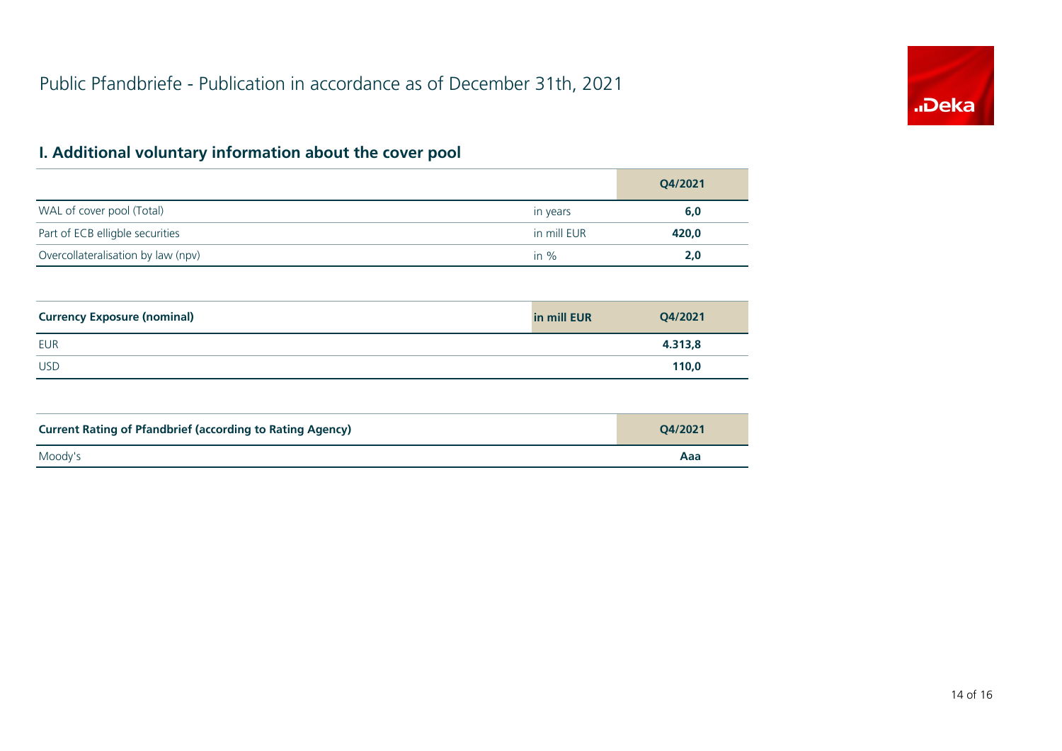# Public Pfandbriefe - Publication in accordance as of December 31th, 2021

## I. Additional voluntary information about the cover pool

| | | Q4/2021 |
|---|---|---|
| WAL of cover pool (Total) | in years | **6,0** |
| Part of ECB elligble securities | in mill EUR | **420,0** |
| Overcollateralisation by law (npv) | in % | **2,0** |

| **Currency Exposure (nominal)** | **in mill EUR** | **Q4/2021** |
|---|---|---|
| EUR | | **4.313,8** |
| USD | | **110,0** |

| **Current Rating of Pfandbrief (according to Rating Agency)** | **Q4/2021** |
|---|---|
| Moody's | **Aaa** |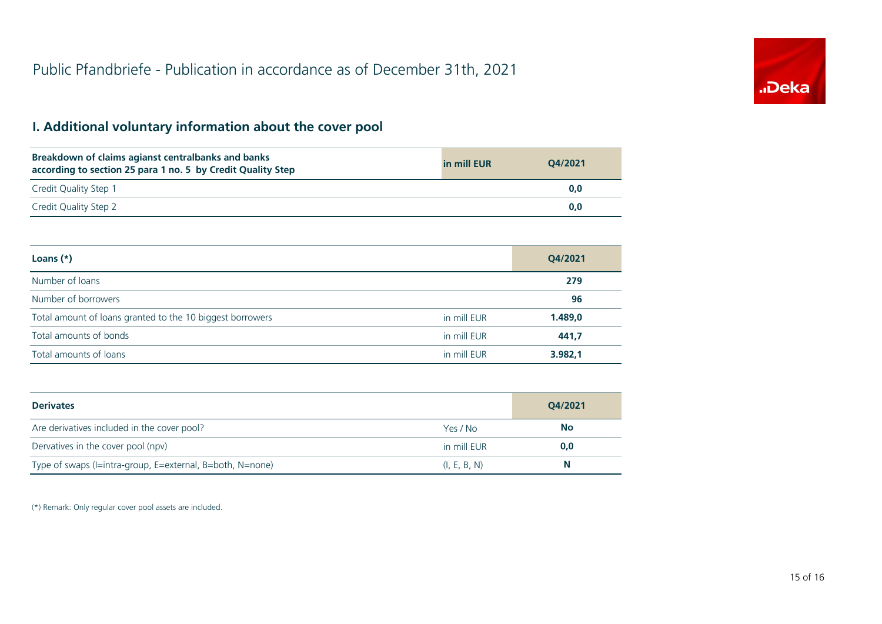# Public Pfandbriefe - Publication in accordance as of December 31th, 2021

## I. Additional voluntary information about the cover pool

| Breakdown of claims agianst centralbanks and banks according to section 25 para 1 no. 5 by Credit Quality Step | in mill EUR | Q4/2021 |
|---|---|---|
| Credit Quality Step 1 | | **0,0** |
| Credit Quality Step 2 | | **0,0** |

| Loans (*) | | Q4/2021 |
|---|---|---|
| Number of loans | | **279** |
| Number of borrowers | | **96** |
| Total amount of loans granted to the 10 biggest borrowers | in mill EUR | **1.489,0** |
| Total amounts of bonds | in mill EUR | **441,7** |
| Total amounts of loans | in mill EUR | **3.982,1** |

| Derivates | | Q4/2021 |
|---|---|---|
| Are derivatives included in the cover pool? | Yes / No | **No** |
| Dervatives in the cover pool (npv) | in mill EUR | **0,0** |
| Type of swaps (I=intra-group, E=external, B=both, N=none) | (I, E, B, N) | **N** |

(*) Remark: Only regular cover pool assets are included.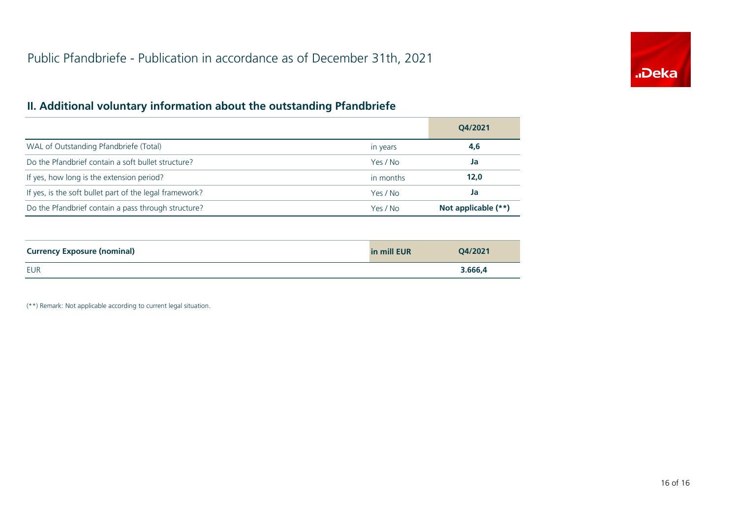# Public Pfandbriefe - Publication in accordance as of December 31th, 2021

## II. Additional voluntary information about the outstanding Pfandbriefe

| | | Q4/2021 |
|---|---|---|
| WAL of Outstanding Pfandbriefe (Total) | in years | **4,6** |
| Do the Pfandbrief contain a soft bullet structure? | Yes / No | **Ja** |
| If yes, how long is the extension period? | in months | **12,0** |
| If yes, is the soft bullet part of the legal framework? | Yes / No | **Ja** |
| Do the Pfandbrief contain a pass through structure? | Yes / No | **Not applicable (**)** |

| **Currency Exposure (nominal)** | **in mill EUR** | **Q4/2021** |
|---|---|---|
| EUR | | **3.666,4** |

(**) Remark: Not applicable according to current legal situation.